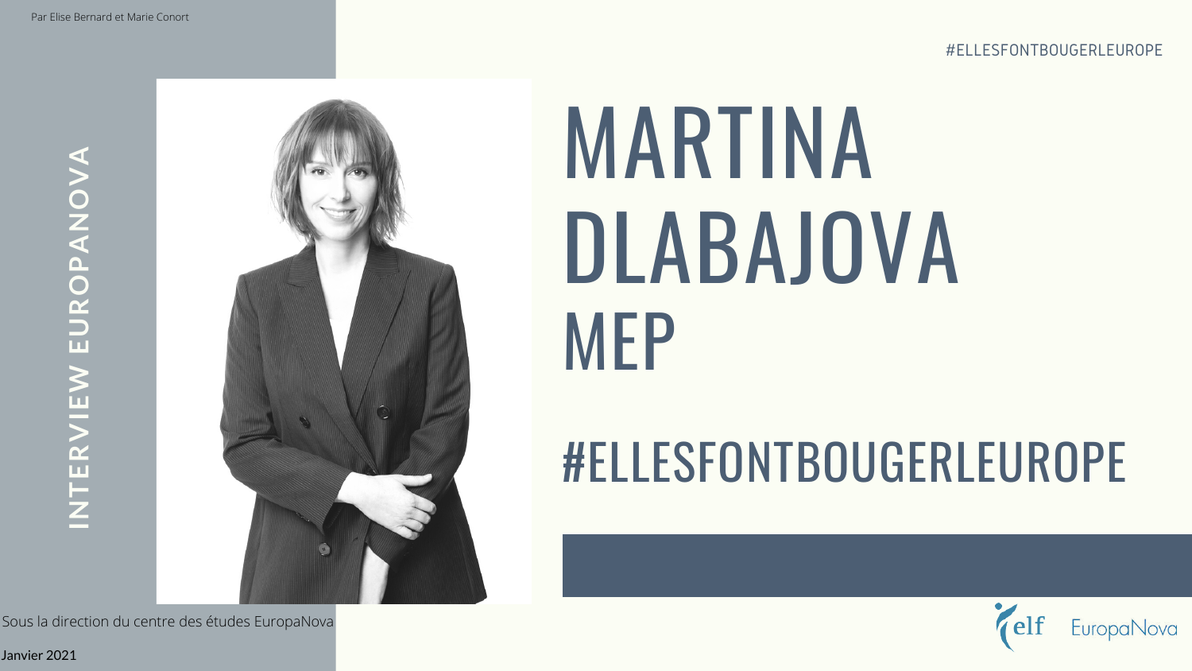Par Elise Bernard et Marie Conort

#ELLESFONTBOUGERLEUROPE

INTERVIEW EUROPANOVA

# MARTINA DLABAJOVA
## MEP

## #ELLESFONTBOUGERLEUROPE

Sous la direction du centre des études EuropaNova

Janvier 2021

elf EuropaNova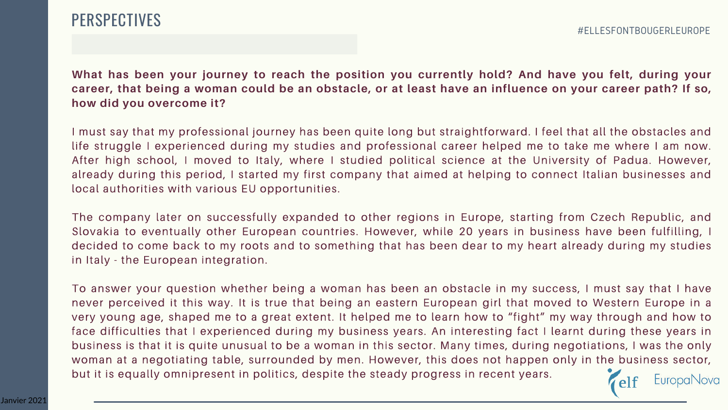# PERSPECTIVES

**What has been your journey to reach the position you currently hold? And have you felt, during your career, that being a woman could be an obstacle, or at least have an influence on your career path? If so, how did you overcome it?**

I must say that my professional journey has been quite long but straightforward. I feel that all the obstacles and life struggle I experienced during my studies and professional career helped me to take me where I am now. After high school, I moved to Italy, where I studied political science at the University of Padua. However, already during this period, I started my first company that aimed at helping to connect Italian businesses and local authorities with various EU opportunities.

The company later on successfully expanded to other regions in Europe, starting from Czech Republic, and Slovakia to eventually other European countries. However, while 20 years in business have been fulfilling, I decided to come back to my roots and to something that has been dear to my heart already during my studies in Italy - the European integration.

To answer your question whether being a woman has been an obstacle in my success, I must say that I have never perceived it this way. It is true that being an eastern European girl that moved to Western Europe in a very young age, shaped me to a great extent. It helped me to learn how to "fight" my way through and how to face difficulties that I experienced during my business years. An interesting fact I learnt during these years in business is that it is quite unusual to be a woman in this sector. Many times, during negotiations, I was the only woman at a negotiating table, surrounded by men. However, this does not happen only in the business sector, but it is equally omnipresent in politics, despite the steady progress in recent years.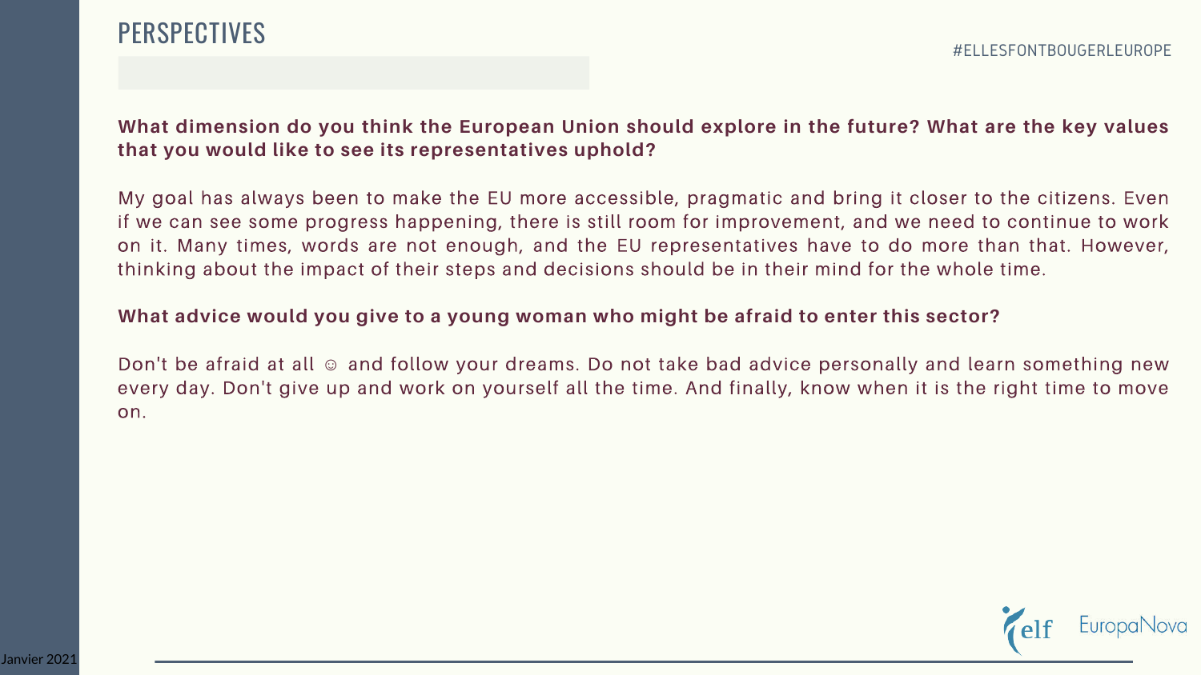# PERSPECTIVES

#ELLESFONTBOUGERLEUROPE

**What dimension do you think the European Union should explore in the future? What are the key values that you would like to see its representatives uphold?**

My goal has always been to make the EU more accessible, pragmatic and bring it closer to the citizens. Even if we can see some progress happening, there is still room for improvement, and we need to continue to work on it. Many times, words are not enough, and the EU representatives have to do more than that. However, thinking about the impact of their steps and decisions should be in their mind for the whole time.

**What advice would you give to a young woman who might be afraid to enter this sector?**

Don't be afraid at all ☺ and follow your dreams. Do not take bad advice personally and learn something new every day. Don't give up and work on yourself all the time. And finally, know when it is the right time to move on.

elf EuropaNova

Janvier 2021